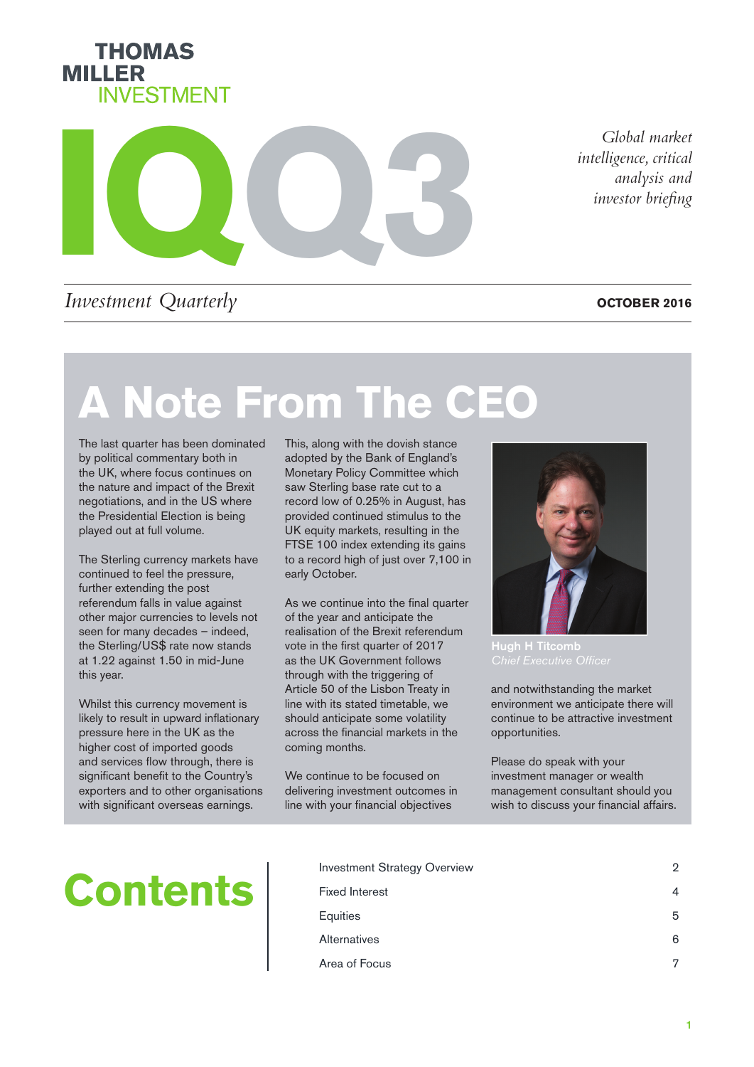THOMAS MILLER INVESTMENT

# IQ3

*Global market intelligence, critical analysis and investor briefing*

*Investment Quarterly*

**OCTOBER 2016**

# A Note From The CEO

The last quarter has been dominated by political commentary both in the UK, where focus continues on the nature and impact of the Brexit negotiations, and in the US where the Presidential Election is being played out at full volume.

The Sterling currency markets have continued to feel the pressure, further extending the post referendum falls in value against other major currencies to levels not seen for many decades – indeed, the Sterling/US$ rate now stands at 1.22 against 1.50 in mid-June this year.

Whilst this currency movement is likely to result in upward inflationary pressure here in the UK as the higher cost of imported goods and services flow through, there is significant benefit to the Country's exporters and to other organisations with significant overseas earnings.

This, along with the dovish stance adopted by the Bank of England's Monetary Policy Committee which saw Sterling base rate cut to a record low of 0.25% in August, has provided continued stimulus to the UK equity markets, resulting in the FTSE 100 index extending its gains to a record high of just over 7,100 in early October.

As we continue into the final quarter of the year and anticipate the realisation of the Brexit referendum vote in the first quarter of 2017 as the UK Government follows through with the triggering of Article 50 of the Lisbon Treaty in line with its stated timetable, we should anticipate some volatility across the financial markets in the coming months.

We continue to be focused on delivering investment outcomes in line with your financial objectives and notwithstanding the market environment we anticipate there will continue to be attractive investment opportunities.

Please do speak with your investment manager or wealth management consultant should you wish to discuss your financial affairs.

**Hugh H Titcomb**
*Chief Executive Officer*

# Contents

| | |
|---|---|
| Investment Strategy Overview | 2 |
| Fixed Interest | 4 |
| Equities | 5 |
| Alternatives | 6 |
| Area of Focus | 7 |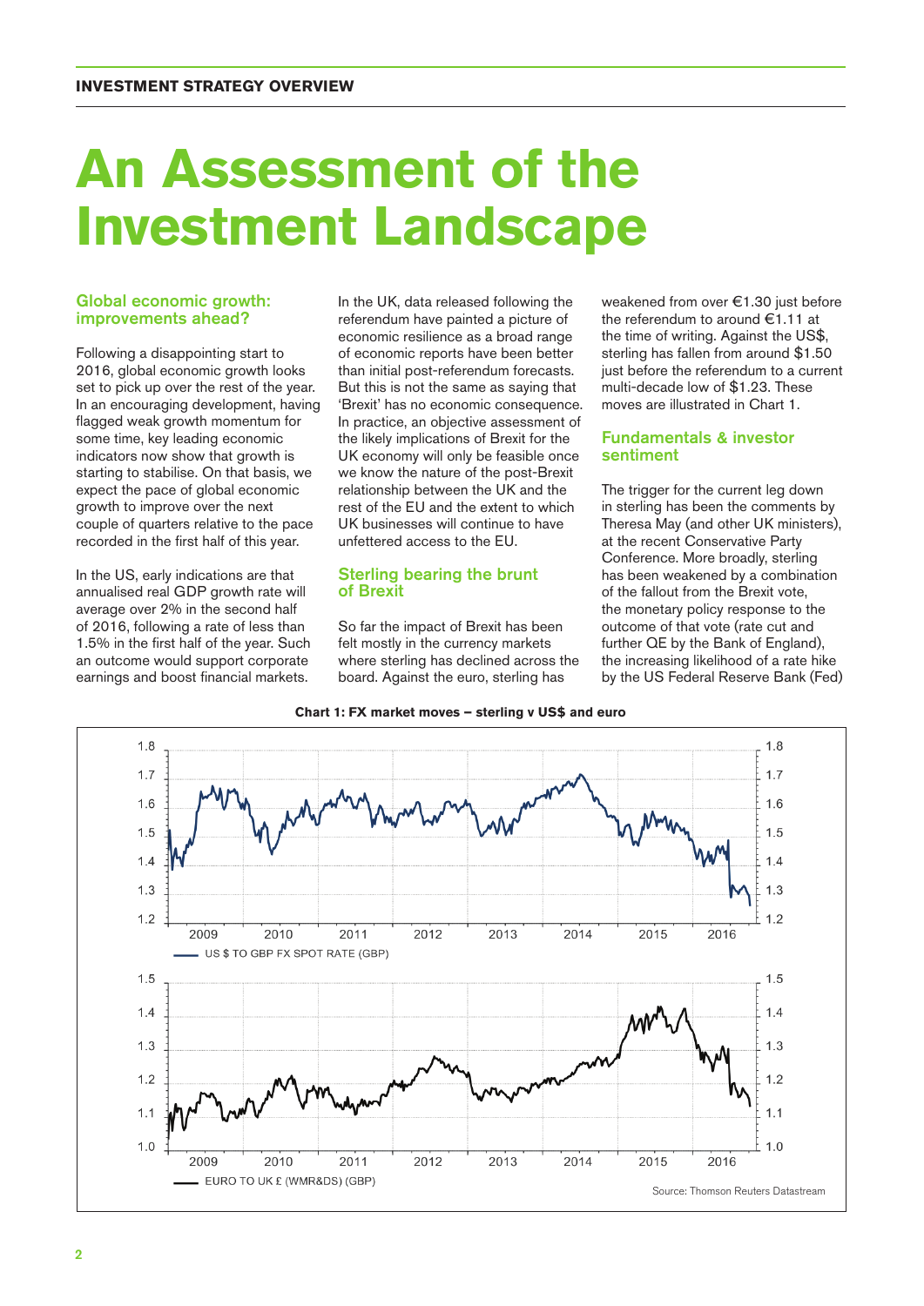# An Assessment of the Investment Landscape

## Global economic growth: improvements ahead?

Following a disappointing start to 2016, global economic growth looks set to pick up over the rest of the year. In an encouraging development, having flagged weak growth momentum for some time, key leading economic indicators now show that growth is starting to stabilise. On that basis, we expect the pace of global economic growth to improve over the next couple of quarters relative to the pace recorded in the first half of this year.

In the US, early indications are that annualised real GDP growth rate will average over 2% in the second half of 2016, following a rate of less than 1.5% in the first half of the year. Such an outcome would support corporate earnings and boost financial markets.

In the UK, data released following the referendum have painted a picture of economic resilience as a broad range of economic reports have been better than initial post-referendum forecasts. But this is not the same as saying that 'Brexit' has no economic consequence. In practice, an objective assessment of the likely implications of Brexit for the UK economy will only be feasible once we know the nature of the post-Brexit relationship between the UK and the rest of the EU and the extent to which UK businesses will continue to have unfettered access to the EU.

## Sterling bearing the brunt of Brexit

So far the impact of Brexit has been felt mostly in the currency markets where sterling has declined across the board. Against the euro, sterling has weakened from over €1.30 just before the referendum to around €1.11 at the time of writing. Against the US$, sterling has fallen from around $1.50 just before the referendum to a current multi-decade low of $1.23. These moves are illustrated in Chart 1.

## Fundamentals & investor sentiment

The trigger for the current leg down in sterling has been the comments by Theresa May (and other UK ministers), at the recent Conservative Party Conference. More broadly, sterling has been weakened by a combination of the fallout from the Brexit vote, the monetary policy response to the outcome of that vote (rate cut and further QE by the Bank of England), the increasing likelihood of a rate hike by the US Federal Reserve Bank (Fed)

**Chart 1: FX market moves – sterling v US$ and euro**

US $ TO GBP FX SPOT RATE (GBP)

EURO TO UK £ (WMR&DS) (GBP)

Source: Thomson Reuters Datastream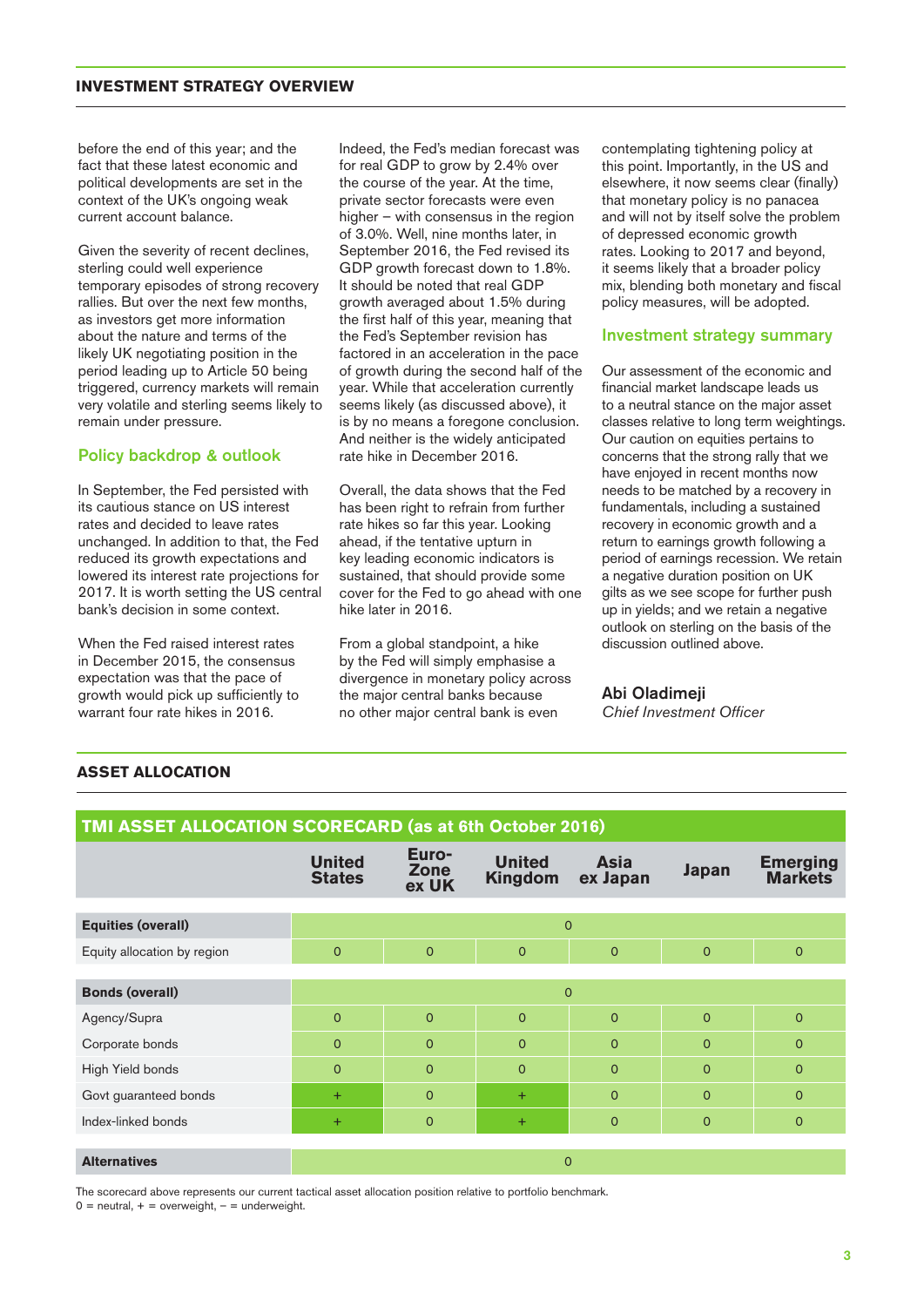## INVESTMENT STRATEGY OVERVIEW

before the end of this year; and the fact that these latest economic and political developments are set in the context of the UK's ongoing weak current account balance.

Given the severity of recent declines, sterling could well experience temporary episodes of strong recovery rallies. But over the next few months, as investors get more information about the nature and terms of the likely UK negotiating position in the period leading up to Article 50 being triggered, currency markets will remain very volatile and sterling seems likely to remain under pressure.

### Policy backdrop & outlook

In September, the Fed persisted with its cautious stance on US interest rates and decided to leave rates unchanged. In addition to that, the Fed reduced its growth expectations and lowered its interest rate projections for 2017. It is worth setting the US central bank's decision in some context.

When the Fed raised interest rates in December 2015, the consensus expectation was that the pace of growth would pick up sufficiently to warrant four rate hikes in 2016. Indeed, the Fed's median forecast was for real GDP to grow by 2.4% over the course of the year. At the time, private sector forecasts were even higher – with consensus in the region of 3.0%. Well, nine months later, in September 2016, the Fed revised its GDP growth forecast down to 1.8%. It should be noted that real GDP growth averaged about 1.5% during the first half of this year, meaning that the Fed's September revision has factored in an acceleration in the pace of growth during the second half of the year. While that acceleration currently seems likely (as discussed above), it is by no means a foregone conclusion. And neither is the widely anticipated rate hike in December 2016.

Overall, the data shows that the Fed has been right to refrain from further rate hikes so far this year. Looking ahead, if the tentative upturn in key leading economic indicators is sustained, that should provide some cover for the Fed to go ahead with one hike later in 2016.

From a global standpoint, a hike by the Fed will simply emphasise a divergence in monetary policy across the major central banks because no other major central bank is even contemplating tightening policy at this point. Importantly, in the US and elsewhere, it now seems clear (finally) that monetary policy is no panacea and will not by itself solve the problem of depressed economic growth rates. Looking to 2017 and beyond, it seems likely that a broader policy mix, blending both monetary and fiscal policy measures, will be adopted.

### Investment strategy summary

Our assessment of the economic and financial market landscape leads us to a neutral stance on the major asset classes relative to long term weightings. Our caution on equities pertains to concerns that the strong rally that we have enjoyed in recent months now needs to be matched by a recovery in fundamentals, including a sustained recovery in economic growth and a return to earnings growth following a period of earnings recession. We retain a negative duration position on UK gilts as we see scope for further push up in yields; and we retain a negative outlook on sterling on the basis of the discussion outlined above.

**Abi Oladimeji**
*Chief Investment Officer*

## ASSET ALLOCATION

**TMI ASSET ALLOCATION SCORECARD (as at 6th October 2016)**

| | United States | Euro-Zone ex UK | United Kingdom | Asia ex Japan | Japan | Emerging Markets |
|---|---|---|---|---|---|---|
| **Equities (overall)** | 0 | | | | | |
| Equity allocation by region | 0 | 0 | 0 | 0 | 0 | 0 |
| **Bonds (overall)** | 0 | | | | | |
| Agency/Supra | 0 | 0 | 0 | 0 | 0 | 0 |
| Corporate bonds | 0 | 0 | 0 | 0 | 0 | 0 |
| High Yield bonds | 0 | 0 | 0 | 0 | 0 | 0 |
| Govt guaranteed bonds | + | 0 | + | 0 | 0 | 0 |
| Index-linked bonds | + | 0 | + | 0 | 0 | 0 |
| **Alternatives** | 0 | | | | | |

The scorecard above represents our current tactical asset allocation position relative to portfolio benchmark.
0 = neutral, + = overweight, – = underweight.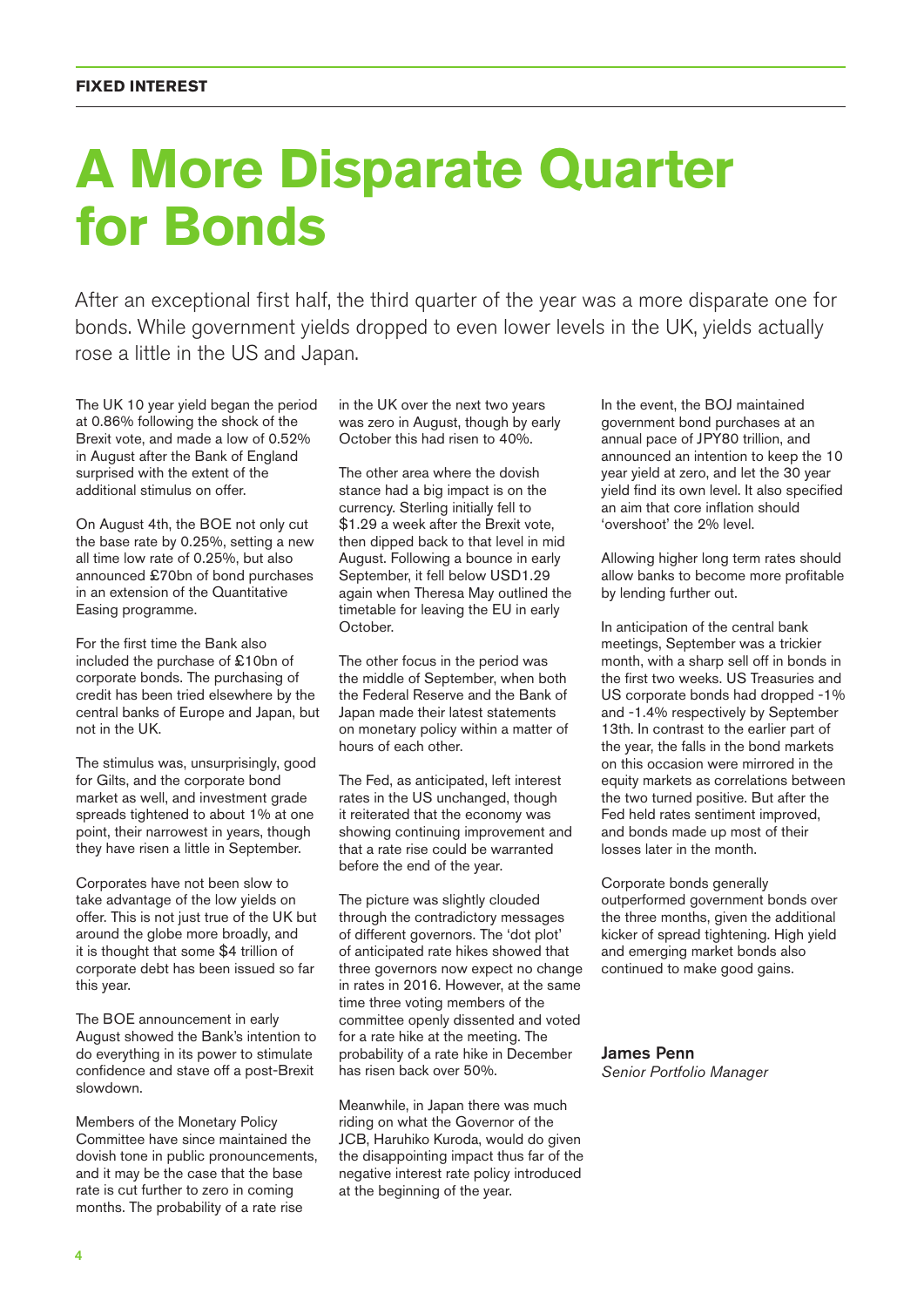**FIXED INTEREST**

# A More Disparate Quarter for Bonds

After an exceptional first half, the third quarter of the year was a more disparate one for bonds. While government yields dropped to even lower levels in the UK, yields actually rose a little in the US and Japan.

The UK 10 year yield began the period at 0.86% following the shock of the Brexit vote, and made a low of 0.52% in August after the Bank of England surprised with the extent of the additional stimulus on offer.

On August 4th, the BOE not only cut the base rate by 0.25%, setting a new all time low rate of 0.25%, but also announced £70bn of bond purchases in an extension of the Quantitative Easing programme.

For the first time the Bank also included the purchase of £10bn of corporate bonds. The purchasing of credit has been tried elsewhere by the central banks of Europe and Japan, but not in the UK.

The stimulus was, unsurprisingly, good for Gilts, and the corporate bond market as well, and investment grade spreads tightened to about 1% at one point, their narrowest in years, though they have risen a little in September.

Corporates have not been slow to take advantage of the low yields on offer. This is not just true of the UK but around the globe more broadly, and it is thought that some $4 trillion of corporate debt has been issued so far this year.

The BOE announcement in early August showed the Bank's intention to do everything in its power to stimulate confidence and stave off a post-Brexit slowdown.

Members of the Monetary Policy Committee have since maintained the dovish tone in public pronouncements, and it may be the case that the base rate is cut further to zero in coming months. The probability of a rate rise in the UK over the next two years was zero in August, though by early October this had risen to 40%.

The other area where the dovish stance had a big impact is on the currency. Sterling initially fell to $1.29 a week after the Brexit vote, then dipped back to that level in mid August. Following a bounce in early September, it fell below USD1.29 again when Theresa May outlined the timetable for leaving the EU in early October.

The other focus in the period was the middle of September, when both the Federal Reserve and the Bank of Japan made their latest statements on monetary policy within a matter of hours of each other.

The Fed, as anticipated, left interest rates in the US unchanged, though it reiterated that the economy was showing continuing improvement and that a rate rise could be warranted before the end of the year.

The picture was slightly clouded through the contradictory messages of different governors. The 'dot plot' of anticipated rate hikes showed that three governors now expect no change in rates in 2016. However, at the same time three voting members of the committee openly dissented and voted for a rate hike at the meeting. The probability of a rate hike in December has risen back over 50%.

Meanwhile, in Japan there was much riding on what the Governor of the JCB, Haruhiko Kuroda, would do given the disappointing impact thus far of the negative interest rate policy introduced at the beginning of the year.

In the event, the BOJ maintained government bond purchases at an annual pace of JPY80 trillion, and announced an intention to keep the 10 year yield at zero, and let the 30 year yield find its own level. It also specified an aim that core inflation should 'overshoot' the 2% level.

Allowing higher long term rates should allow banks to become more profitable by lending further out.

In anticipation of the central bank meetings, September was a trickier month, with a sharp sell off in bonds in the first two weeks. US Treasuries and US corporate bonds had dropped -1% and -1.4% respectively by September 13th. In contrast to the earlier part of the year, the falls in the bond markets on this occasion were mirrored in the equity markets as correlations between the two turned positive. But after the Fed held rates sentiment improved, and bonds made up most of their losses later in the month.

Corporate bonds generally outperformed government bonds over the three months, given the additional kicker of spread tightening. High yield and emerging market bonds also continued to make good gains.

**James Penn**
*Senior Portfolio Manager*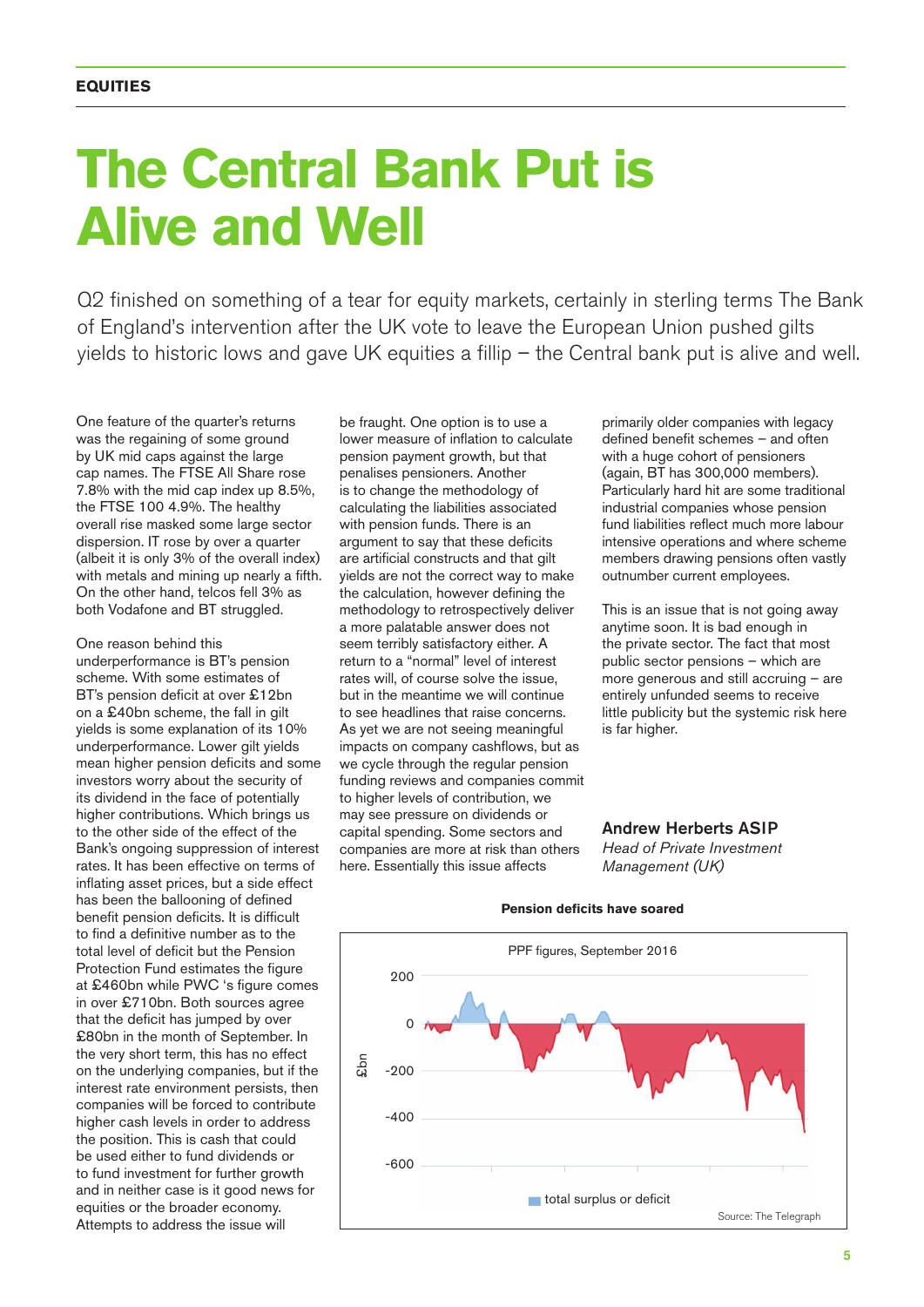EQUITIES

# The Central Bank Put is Alive and Well

Q2 finished on something of a tear for equity markets, certainly in sterling terms The Bank of England's intervention after the UK vote to leave the European Union pushed gilts yields to historic lows and gave UK equities a fillip – the Central bank put is alive and well.

One feature of the quarter's returns was the regaining of some ground by UK mid caps against the large cap names. The FTSE All Share rose 7.8% with the mid cap index up 8.5%, the FTSE 100 4.9%. The healthy overall rise masked some large sector dispersion. IT rose by over a quarter (albeit it is only 3% of the overall index) with metals and mining up nearly a fifth. On the other hand, telcos fell 3% as both Vodafone and BT struggled.

One reason behind this underperformance is BT's pension scheme. With some estimates of BT's pension deficit at over £12bn on a £40bn scheme, the fall in gilt yields is some explanation of its 10% underperformance. Lower gilt yields mean higher pension deficits and some investors worry about the security of its dividend in the face of potentially higher contributions. Which brings us to the other side of the effect of the Bank's ongoing suppression of interest rates. It has been effective on terms of inflating asset prices, but a side effect has been the ballooning of defined benefit pension deficits. It is difficult to find a definitive number as to the total level of deficit but the Pension Protection Fund estimates the figure at £460bn while PWC 's figure comes in over £710bn. Both sources agree that the deficit has jumped by over £80bn in the month of September. In the very short term, this has no effect on the underlying companies, but if the interest rate environment persists, then companies will be forced to contribute higher cash levels in order to address the position. This is cash that could be used either to fund dividends or to fund investment for further growth and in neither case is it good news for equities or the broader economy. Attempts to address the issue will be fraught. One option is to use a lower measure of inflation to calculate pension payment growth, but that penalises pensioners. Another is to change the methodology of calculating the liabilities associated with pension funds. There is an argument to say that these deficits are artificial constructs and that gilt yields are not the correct way to make the calculation, however defining the methodology to retrospectively deliver a more palatable answer does not seem terribly satisfactory either. A return to a "normal" level of interest rates will, of course solve the issue, but in the meantime we will continue to see headlines that raise concerns. As yet we are not seeing meaningful impacts on company cashflows, but as we cycle through the regular pension funding reviews and companies commit to higher levels of contribution, we may see pressure on dividends or capital spending. Some sectors and companies are more at risk than others here. Essentially this issue affects primarily older companies with legacy defined benefit schemes – and often with a huge cohort of pensioners (again, BT has 300,000 members). Particularly hard hit are some traditional industrial companies whose pension fund liabilities reflect much more labour intensive operations and where scheme members drawing pensions often vastly outnumber current employees.

This is an issue that is not going away anytime soon. It is bad enough in the private sector. The fact that most public sector pensions – which are more generous and still accruing – are entirely unfunded seems to receive little publicity but the systemic risk here is far higher.

**Andrew Herberts ASIP**
*Head of Private Investment Management (UK)*

**Pension deficits have soared**

PPF figures, September 2016

total surplus or deficit (£bn)

Source: The Telegraph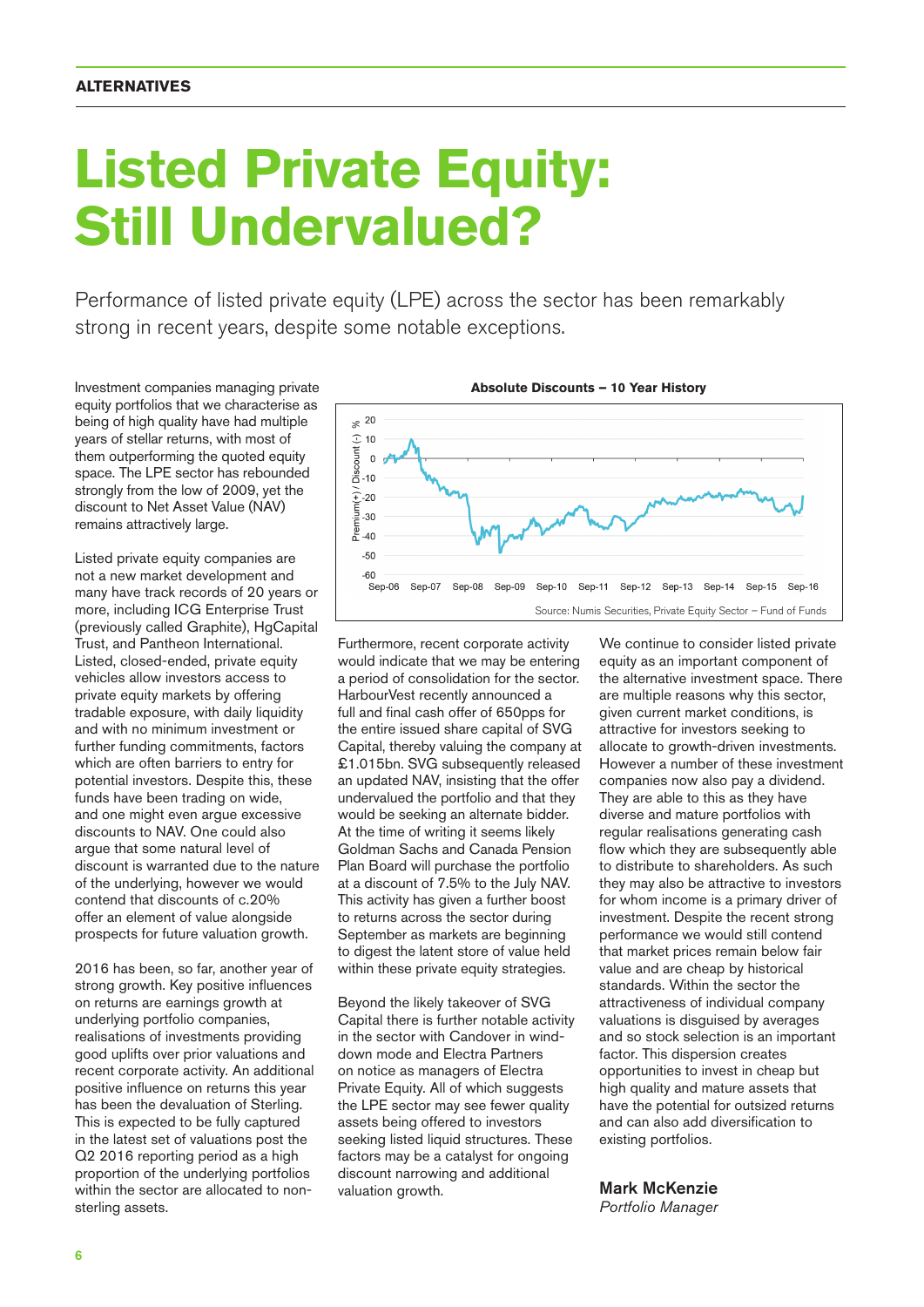**ALTERNATIVES**

# Listed Private Equity: Still Undervalued?

Performance of listed private equity (LPE) across the sector has been remarkably strong in recent years, despite some notable exceptions.

Investment companies managing private equity portfolios that we characterise as being of high quality have had multiple years of stellar returns, with most of them outperforming the quoted equity space. The LPE sector has rebounded strongly from the low of 2009, yet the discount to Net Asset Value (NAV) remains attractively large.

Listed private equity companies are not a new market development and many have track records of 20 years or more, including ICG Enterprise Trust (previously called Graphite), HgCapital Trust, and Pantheon International. Listed, closed-ended, private equity vehicles allow investors access to private equity markets by offering tradable exposure, with daily liquidity and with no minimum investment or further funding commitments, factors which are often barriers to entry for potential investors. Despite this, these funds have been trading on wide, and one might even argue excessive discounts to NAV. One could also argue that some natural level of discount is warranted due to the nature of the underlying, however we would contend that discounts of c.20% offer an element of value alongside prospects for future valuation growth.

2016 has been, so far, another year of strong growth. Key positive influences on returns are earnings growth at underlying portfolio companies, realisations of investments providing good uplifts over prior valuations and recent corporate activity. An additional positive influence on returns this year has been the devaluation of Sterling. This is expected to be fully captured in the latest set of valuations post the Q2 2016 reporting period as a high proportion of the underlying portfolios within the sector are allocated to non-sterling assets.

**Absolute Discounts – 10 Year History**

Source: Numis Securities, Private Equity Sector – Fund of Funds

Furthermore, recent corporate activity would indicate that we may be entering a period of consolidation for the sector. HarbourVest recently announced a full and final cash offer of 650pps for the entire issued share capital of SVG Capital, thereby valuing the company at £1.015bn. SVG subsequently released an updated NAV, insisting that the offer undervalued the portfolio and that they would be seeking an alternate bidder. At the time of writing it seems likely Goldman Sachs and Canada Pension Plan Board will purchase the portfolio at a discount of 7.5% to the July NAV. This activity has given a further boost to returns across the sector during September as markets are beginning to digest the latent store of value held within these private equity strategies.

Beyond the likely takeover of SVG Capital there is further notable activity in the sector with Candover in wind-down mode and Electra Partners on notice as managers of Electra Private Equity. All of which suggests the LPE sector may see fewer quality assets being offered to investors seeking listed liquid structures. These factors may be a catalyst for ongoing discount narrowing and additional valuation growth.

We continue to consider listed private equity as an important component of the alternative investment space. There are multiple reasons why this sector, given current market conditions, is attractive for investors seeking to allocate to growth-driven investments. However a number of these investment companies now also pay a dividend. They are able to this as they have diverse and mature portfolios with regular realisations generating cash flow which they are subsequently able to distribute to shareholders. As such they may also be attractive to investors for whom income is a primary driver of investment. Despite the recent strong performance we would still contend that market prices remain below fair value and are cheap by historical standards. Within the sector the attractiveness of individual company valuations is disguised by averages and so stock selection is an important factor. This dispersion creates opportunities to invest in cheap but high quality and mature assets that have the potential for outsized returns and can also add diversification to existing portfolios.

**Mark McKenzie**
*Portfolio Manager*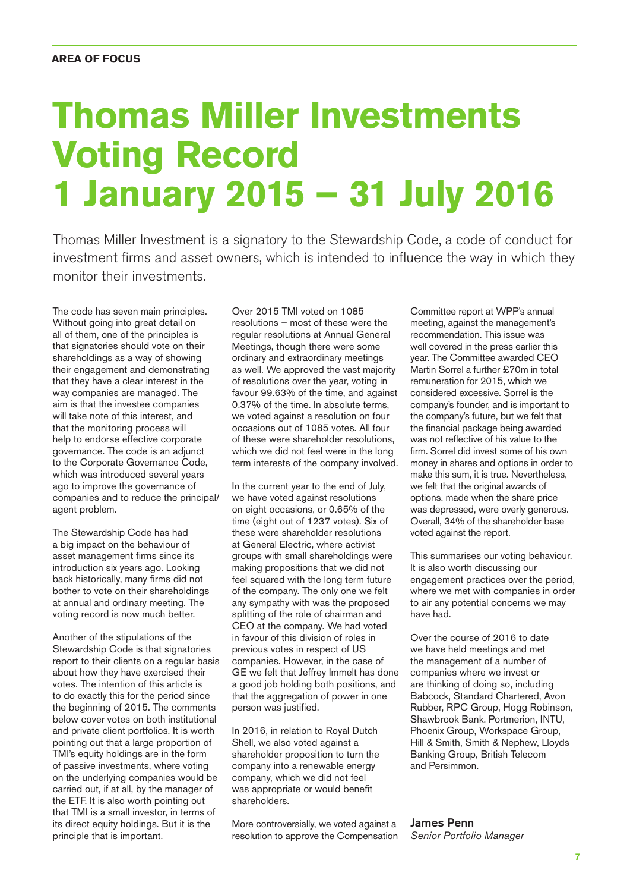**AREA OF FOCUS**

# Thomas Miller Investments Voting Record 1 January 2015 – 31 July 2016

Thomas Miller Investment is a signatory to the Stewardship Code, a code of conduct for investment firms and asset owners, which is intended to influence the way in which they monitor their investments.

The code has seven main principles. Without going into great detail on all of them, one of the principles is that signatories should vote on their shareholdings as a way of showing their engagement and demonstrating that they have a clear interest in the way companies are managed. The aim is that the investee companies will take note of this interest, and that the monitoring process will help to endorse effective corporate governance. The code is an adjunct to the Corporate Governance Code, which was introduced several years ago to improve the governance of companies and to reduce the principal/agent problem.

The Stewardship Code has had a big impact on the behaviour of asset management firms since its introduction six years ago. Looking back historically, many firms did not bother to vote on their shareholdings at annual and ordinary meeting. The voting record is now much better.

Another of the stipulations of the Stewardship Code is that signatories report to their clients on a regular basis about how they have exercised their votes. The intention of this article is to do exactly this for the period since the beginning of 2015. The comments below cover votes on both institutional and private client portfolios. It is worth pointing out that a large proportion of TMI's equity holdings are in the form of passive investments, where voting on the underlying companies would be carried out, if at all, by the manager of the ETF. It is also worth pointing out that TMI is a small investor, in terms of its direct equity holdings. But it is the principle that is important.

Over 2015 TMI voted on 1085 resolutions – most of these were the regular resolutions at Annual General Meetings, though there were some ordinary and extraordinary meetings as well. We approved the vast majority of resolutions over the year, voting in favour 99.63% of the time, and against 0.37% of the time. In absolute terms, we voted against a resolution on four occasions out of 1085 votes. All four of these were shareholder resolutions, which we did not feel were in the long term interests of the company involved.

In the current year to the end of July, we have voted against resolutions on eight occasions, or 0.65% of the time (eight out of 1237 votes). Six of these were shareholder resolutions at General Electric, where activist groups with small shareholdings were making propositions that we did not feel squared with the long term future of the company. The only one we felt any sympathy with was the proposed splitting of the role of chairman and CEO at the company. We had voted in favour of this division of roles in previous votes in respect of US companies. However, in the case of GE we felt that Jeffrey Immelt has done a good job holding both positions, and that the aggregation of power in one person was justified.

In 2016, in relation to Royal Dutch Shell, we also voted against a shareholder proposition to turn the company into a renewable energy company, which we did not feel was appropriate or would benefit shareholders.

More controversially, we voted against a resolution to approve the Compensation Committee report at WPP's annual meeting, against the management's recommendation. This issue was well covered in the press earlier this year. The Committee awarded CEO Martin Sorrel a further £70m in total remuneration for 2015, which we considered excessive. Sorrel is the company's founder, and is important to the company's future, but we felt that the financial package being awarded was not reflective of his value to the firm. Sorrel did invest some of his own money in shares and options in order to make this sum, it is true. Nevertheless, we felt that the original awards of options, made when the share price was depressed, were overly generous. Overall, 34% of the shareholder base voted against the report.

This summarises our voting behaviour. It is also worth discussing our engagement practices over the period, where we met with companies in order to air any potential concerns we may have had.

Over the course of 2016 to date we have held meetings and met the management of a number of companies where we invest or are thinking of doing so, including Babcock, Standard Chartered, Avon Rubber, RPC Group, Hogg Robinson, Shawbrook Bank, Portmerion, INTU, Phoenix Group, Workspace Group, Hill & Smith, Smith & Nephew, Lloyds Banking Group, British Telecom and Persimmon.

**James Penn**
*Senior Portfolio Manager*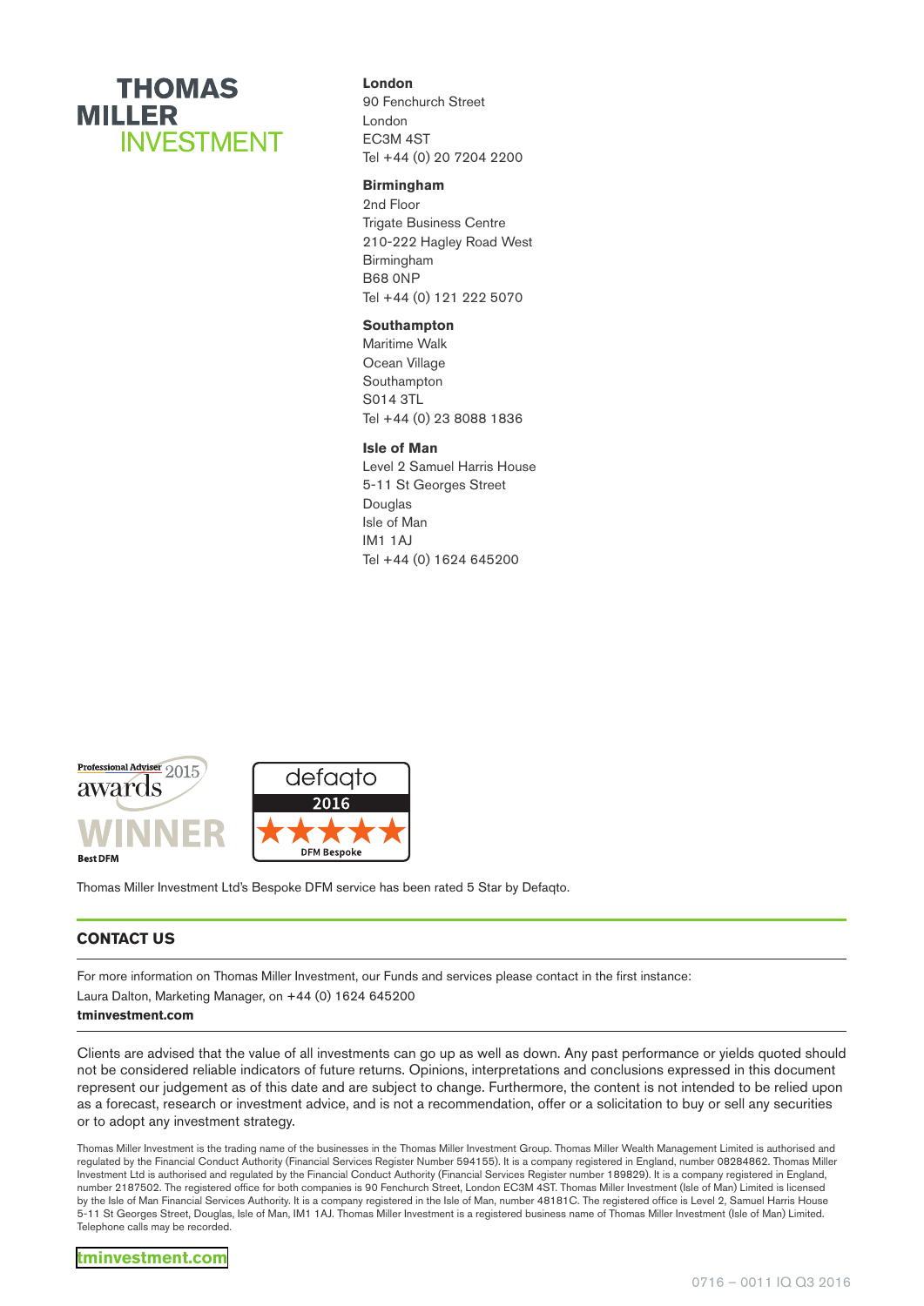THOMAS MILLER INVESTMENT

**London**
90 Fenchurch Street
London
EC3M 4ST
Tel +44 (0) 20 7204 2200

**Birmingham**
2nd Floor
Trigate Business Centre
210-222 Hagley Road West
Birmingham
B68 0NP
Tel +44 (0) 121 222 5070

**Southampton**
Maritime Walk
Ocean Village
Southampton
S014 3TL
Tel +44 (0) 23 8088 1836

**Isle of Man**
Level 2 Samuel Harris House
5-11 St Georges Street
Douglas
Isle of Man
IM1 1AJ
Tel +44 (0) 1624 645200

Professional Adviser 2015 awards WINNER Best DFM

defaqto 2016 DFM Bespoke

Thomas Miller Investment Ltd's Bespoke DFM service has been rated 5 Star by Defaqto.

## CONTACT US

For more information on Thomas Miller Investment, our Funds and services please contact in the first instance:
Laura Dalton, Marketing Manager, on +44 (0) 1624 645200
**tminvestment.com**

Clients are advised that the value of all investments can go up as well as down. Any past performance or yields quoted should not be considered reliable indicators of future returns. Opinions, interpretations and conclusions expressed in this document represent our judgement as of this date and are subject to change. Furthermore, the content is not intended to be relied upon as a forecast, research or investment advice, and is not a recommendation, offer or a solicitation to buy or sell any securities or to adopt any investment strategy.

Thomas Miller Investment is the trading name of the businesses in the Thomas Miller Investment Group. Thomas Miller Wealth Management Limited is authorised and regulated by the Financial Conduct Authority (Financial Services Register Number 594155). It is a company registered in England, number 08284862. Thomas Miller Investment Ltd is authorised and regulated by the Financial Conduct Authority (Financial Services Register number 189829). It is a company registered in England, number 2187502. The registered office for both companies is 90 Fenchurch Street, London EC3M 4ST. Thomas Miller Investment (Isle of Man) Limited is licensed by the Isle of Man Financial Services Authority. It is a company registered in the Isle of Man, number 48181C. The registered office is Level 2, Samuel Harris House 5-11 St Georges Street, Douglas, Isle of Man, IM1 1AJ. Thomas Miller Investment is a registered business name of Thomas Miller Investment (Isle of Man) Limited. Telephone calls may be recorded.

**tminvestment.com**

0716 – 0011 IQ Q3 2016